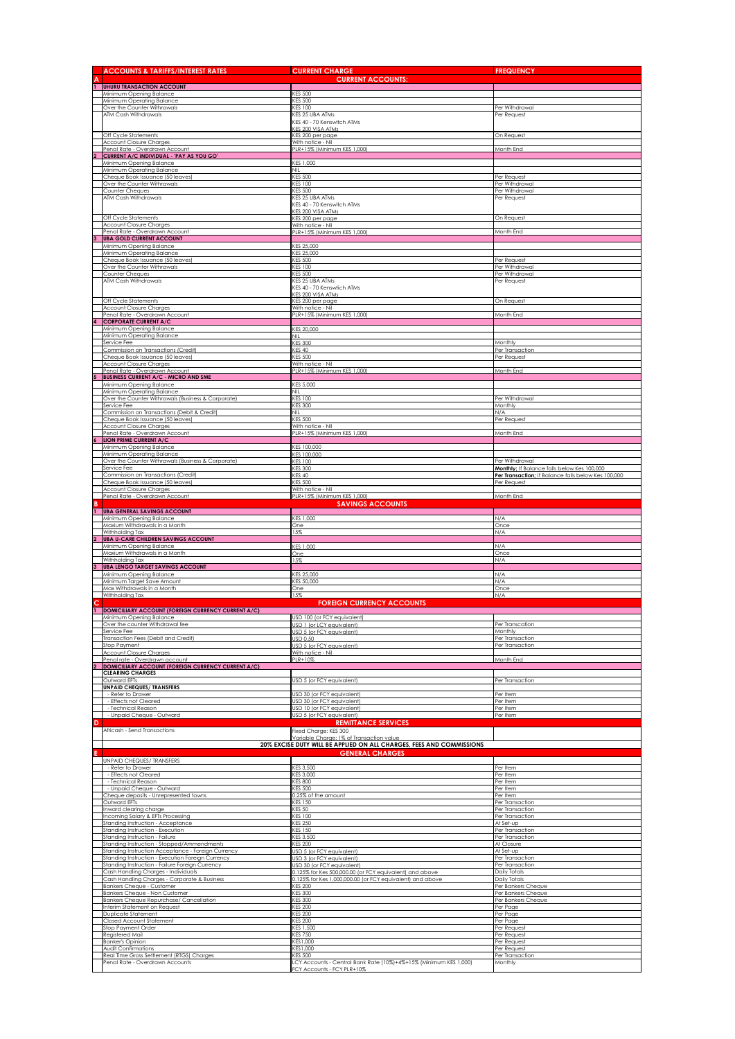| | ACCOUNTS & TARIFFS/INTEREST RATES | CURRENT CHARGE | FREQUENCY |
|---|---|---|---|
| A | | **CURRENT ACCOUNTS:** | |
| 1 | **UHURU TRANSACTION ACCOUNT** | | |
| | Minimum Opening Balance | KES 500 | |
| | Minimum Operating Balance | KES 500 | |
| | Over the Counter Withdrawals | KES 100 | Per Withdrawal |
| | ATM Cash Withdrawals | KES 25 UBA ATMs<br>KES 40 - 70 Kenswitch ATMs<br>KES 200 VISA ATMs | Per Request |
| | Off Cycle Statements | KES 200 per page | On Request |
| | Account Closure Charges | With notice - Nil | |
| | Penal Rate - Overdrawn Account | PLR+15% (Minimum KES 1,000) | Month End |
| 2 | **CURRENT A/C INDIVIDUAL - 'PAY AS YOU GO'** | | |
| | Minimum Opening Balance | KES 1,000 | |
| | Minimum Operating Balance | NIL | |
| | Cheque Book Issuance (50 leaves) | KES 500 | Per Request |
| | Over the Counter Withdrawals | KES 100 | Per Withdrawal |
| | Counter Cheques | KES 500 | Per Withdrawal |
| | ATM Cash Withdrawals | KES 25 UBA ATMs<br>KES 40 - 70 Kenswitch ATMs<br>KES 200 VISA ATMs | Per Request |
| | Off Cycle Statements | KES 200 per page | On Request |
| | Account Closure Charges | With notice - Nil | |
| | Penal Rate - Overdrawn Account | PLR+15% (Minimum KES 1,000) | Month End |
| 3 | **UBA GOLD CURRENT ACCOUNT** | | |
| | Minimum Opening Balance | KES 25,000 | |
| | Minimum Operating Balance | KES 25,000 | |
| | Cheque Book Issuance (50 leaves) | KES 500 | Per Request |
| | Over the Counter Withdrawals | KES 100 | Per Withdrawal |
| | Counter Cheques | KES 500 | Per Withdrawal |
| | ATM Cash Withdrawals | KES 25 UBA ATMs<br>KES 40 - 70 Kenswitch ATMs<br>KES 200 VISA ATMs | Per Request |
| | Off Cycle Statements | KES 200 per page | On Request |
| | Account Closure Charges | With notice - Nil | |
| | Penal Rate - Overdrawn Account | PLR+15% (Minimum KES 1,000) | Month End |
| 4 | **CORPORATE CURRENT A/C** | | |
| | Minimum Opening Balance | KES 20,000 | |
| | Minimum Operating Balance | NIL | |
| | Service Fee | KES 300 | Monthly |
| | Commission on Transactions (Credit) | KES 40 | Per Transaction |
| | Cheque Book Issuance (50 leaves) | KES 500 | Per Request |
| | Account Closure Charges | With notice - Nil | |
| | Penal Rate - Overdrawn Account | PLR+15% (Minimum KES 1,000) | Month End |
| 5 | **BUSINESS CURRENT A/C - MICRO AND SME** | | |
| | Minimum Opening Balance | KES 5,000 | |
| | Minimum Operating Balance | NIL | |
| | Over the Counter Withdrawals (Business & Corporate) | KES 100 | Per Withdrawal |
| | Service Fee | KES 300 | Monthly |
| | Commission on Transactions (Debit & Credit) | NIL | N/A |
| | Cheque Book Issuance (50 leaves) | KES 500 | Per Request |
| | Account Closure Charges | With notice - Nil | |
| | Penal Rate - Overdrawn Account | PLR+15% (Minimum KES 1,000) | Month End |
| 6 | **LION PRIME CURRENT A/C** | | |
| | Minimum Opening Balance | KES 100,000 | |
| | Minimum Operating Balance | KES 100,000 | |
| | Over the Counter Withdrawals (Business & Corporate) | KES 100 | Per Withdrawal |
| | Service Fee | KES 300 | **Monthly:** If Balance falls below Kes 100,000 |
| | Commission on Transactions (Credit) | KES 40 | **Per Transaction:** If Balance falls below Kes 100,000 |
| | Cheque Book Issuance (50 leaves) | KES 500 | Per Request |
| | Account Closure Charges | With notice - Nil | |
| | Penal Rate - Overdrawn Account | PLR+15% (Minimum KES 1,000) | Month End |
| B | | **SAVINGS ACCOUNTS** | |
| 1 | **UBA GENERAL SAVINGS ACCOUNT** | | |
| | Minimum Opening Balance | KES 1,000 | N/A |
| | Maxium Withdrawals in a Month | One | Once |
| | Withholding Tax | 15% | N/A |
| 2 | **UBA U-CARE CHILDREN SAVINGS ACCOUNT** | | |
| | Minimum Opening Balance | KES 1,000 | N/A |
| | Maxium Withdrawals in a Month | One | Once |
| | Withholding Tax | 15% | N/A |
| 3 | **UBA LENGO TARGET SAVINGS ACCOUNT** | | |
| | Minimum Opening Balance | KES 25,000 | N/A |
| | Minimum Target Save Amount | KES 50,000 | N/A |
| | Max Withdrawals in a Month | One | Once |
| | Withholding Tax | 15% | N/A |
| C | | **FOREIGN CURRENCY ACCOUNTS** | |
| 1 | **DOMICILIARY ACCOUNT (FOREIGN CURRENCY CURRENT A/C)** | | |
| | Minimum Opening Balance | USD 100 (or FCY equivalent) | |
| | Over the counter Withdrawal fee | USD 1 (or LCY equivalent) | Per Transcation |
| | Service Fee | USD 5 (or FCY equivalent) | Monthly |
| | Transaction Fees (Debit and Credit) | USD 0.50 | Per Transaction |
| | Stop Payment | USD 5 (or FCY equivalent) | Per Transaction |
| | Account Closure Charges | With notice - Nil | |
| | Penal rate - Overdrawn account | PLR+10% | Month End |
| 2 | **DOMICILIARY ACCOUNT (FOREIGN CURRENCY CURRENT A/C)** | | |
| | **CLEARING CHARGES** | | |
| | Outward EFTs | USD 5 (or FCY equivalent) | Per Transaction |
| | **UNPAID CHEQUES/ TRANSFERS** | | |
| | - Refer to Drawer | USD 30 (or FCY equivalent) | Per Item |
| | - Effects not Cleared | USD 30 (or FCY equivalent) | Per Item |
| | - Technical Reason | USD 10 (or FCY equivalent) | Per Item |
| | - Unpaid Cheque - Outward | USD 5 (or FCY equivalent) | Per Item |
| D | | **REMITTANCE SERVICES** | |
| | Africash - Send Transactions | Fixed Charge: KES 300<br>Variable Charge: 1% of Transaction value | |
| | | **20% EXCISE DUTY WILL BE APPLIED ON ALL CHARGES, FEES AND COMMISSIONS** | |
| E | | **GENERAL CHARGES** | |
| | UNPAID CHEQUES/ TRANSFERS | | |
| | - Refer to Drawer | KES 3,500 | Per Item |
| | - Effects not Cleared | KES 3,000 | Per Item |
| | - Technical Reason | KES 800 | Per Item |
| | - Unpaid Cheque - Outward | KES 500 | Per Item |
| | Cheque deposits - Unrepresented towns | 0.25% of the amount | Per Item |
| | Outward EFTs | KES 150 | Per Transaction |
| | Inward clearing charge | KES 50 | Per Transaction |
| | Incoming Salary & EFTs Processing | KES 100 | Per Transaction |
| | Standing Instruction - Acceptance | KES 250 | At Set-up |
| | Standing Instruction - Execution | KES 150 | Per Transaction |
| | Standing Instruction - Failure | KES 3,500 | Per Transaction |
| | Standing Instruction - Stopped/Ammendments | KES 200 | At Closure |
| | Standing Instruction Acceptance - Foreign Currency | USD 5 (or FCY equivalent) | At Set-up |
| | Standing Instruction - Execution Foreign Currency | USD 3 (or FCY equivalent) | Per Transaction |
| | Standing Instruction - Failure Foreign Currency | USD 30 (or FCY equivalent) | Per Transaction |
| | Cash Handling Charges - Individuals | 0.125% for Kes 500,000.00 (or FCY equivalent) and above | Daily Totals |
| | Cash Handling Charges - Corporate & Business | 0.125% for Kes 1,000,000.00 (or FCY equivalent) and above | Daily Totals |
| | Bankers Cheque - Customer | KES 200 | Per Bankers Cheque |
| | Bankers Cheque - Non Customer | KES 300 | Per Bankers Cheque |
| | Bankers Cheque Repurchase/ Cancellation | KES 300 | Per Bankers Cheque |
| | Interim Statement on Request | KES 200 | Per Page |
| | Duplicate Statement | KES 200 | Per Page |
| | Closed Account Statement | KES 200 | Per Page |
| | Stop Payment Order | KES 1,500 | Per Request |
| | Registered Mail | KES 750 | Per Request |
| | Banker's Opinion | KES1,000 | Per Request |
| | Audit Confirmations | KES1,000 | Per Request |
| | Real Time Gross Settlement (RTGS) Charges | KES 500 | Per Transaction |
| | Penal Rate - Overdrawn Accounts | LCY Accounts - Central Bank Rate (10%)+4%+15% (Minimum KES 1,000)<br>FCY Accounts - FCY PLR+10% | Monthly |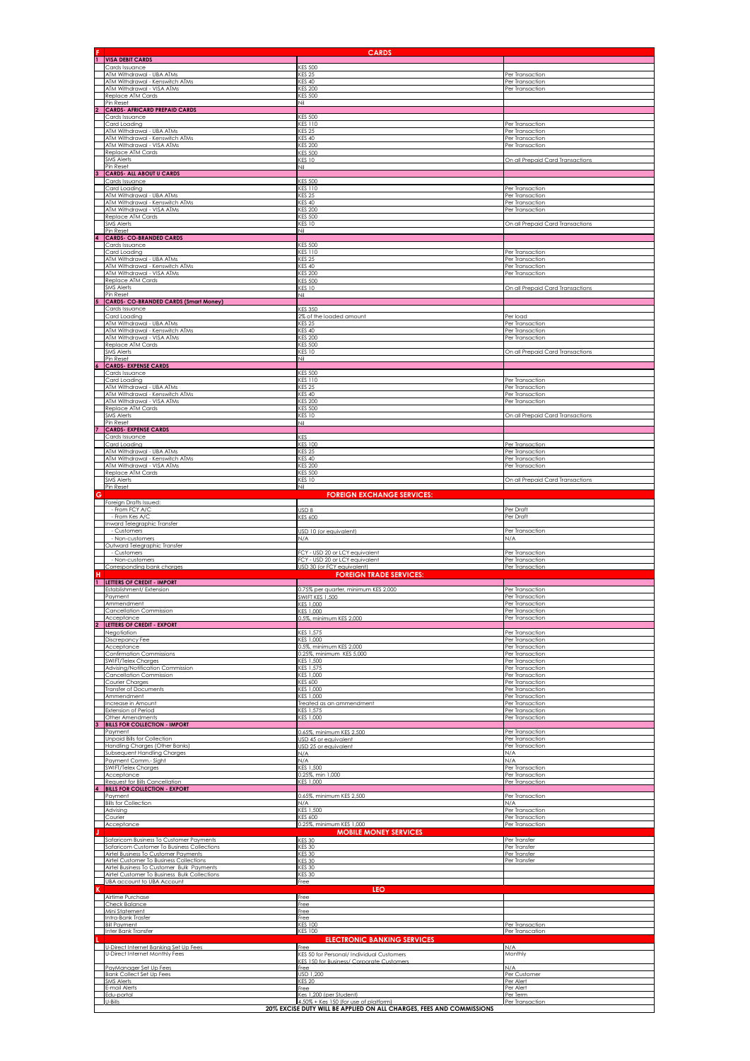| | | | |
|---|---|---|---|
| **F** | **CARDS** | | |
| **1** | **VISA DEBIT CARDS** | | |
| | Cards Issuance | KES 500 | |
| | ATM Withdrawal - UBA ATMs | KES 25 | Per Transaction |
| | ATM Withdrawal - Kenswitch ATMs | KES 40 | Per Transaction |
| | ATM Withdrawal - VISA ATMs | KES 200 | Per Transaction |
| | Replace ATM Cards | KES 500 | |
| | Pin Reset | Nil | |
| **2** | **CARDS- AFRICARD PREPAID CARDS** | | |
| | Cards Issuance | KES 500 | |
| | Card Loading | KES 110 | Per Transaction |
| | ATM Withdrawal - UBA ATMs | KES 25 | Per Transaction |
| | ATM Withdrawal - Kenswitch ATMs | KES 40 | Per Transaction |
| | ATM Withdrawal - VISA ATMs | KES 200 | Per Transaction |
| | Replace ATM Cards | KES 500 | |
| | SMS Alerts | KES 10 | On all Prepaid Card Transactions |
| | Pin Reset | Nil | |
| **3** | **CARDS- ALL ABOUT U CARDS** | | |
| | Cards Issuance | KES 500 | |
| | Card Loading | KES 110 | Per Transaction |
| | ATM Withdrawal - UBA ATMs | KES 25 | Per Transaction |
| | ATM Withdrawal - Kenswitch ATMs | KES 40 | Per Transaction |
| | ATM Withdrawal - VISA ATMs | KES 200 | Per Transaction |
| | Replace ATM Cards | KES 500 | |
| | SMS Alerts | KES 10 | On all Prepaid Card Transactions |
| | Pin Reset | Nil | |
| **4** | **CARDS- CO-BRANDED CARDS** | | |
| | Cards Issuance | KES 500 | |
| | Card Loading | KES 110 | Per Transaction |
| | ATM Withdrawal - UBA ATMs | KES 25 | Per Transaction |
| | ATM Withdrawal - Kenswitch ATMs | KES 40 | Per Transaction |
| | ATM Withdrawal - VISA ATMs | KES 200 | Per Transaction |
| | Replace ATM Cards | KES 500 | |
| | SMS Alerts | KES 10 | On all Prepaid Card Transactions |
| | Pin Reset | Nil | |
| **5** | **CARDS- CO-BRANDED CARDS (Smart Money)** | | |
| | Cards Issuance | KES 350 | |
| | Card Loading | 2% of the loaded amount | Per load |
| | ATM Withdrawal - UBA ATMs | KES 25 | Per Transaction |
| | ATM Withdrawal - Kenswitch ATMs | KES 40 | Per Transaction |
| | ATM Withdrawal - VISA ATMs | KES 200 | Per Transaction |
| | Replace ATM Cards | KES 500 | |
| | SMS Alerts | KES 10 | On all Prepaid Card Transactions |
| | Pin Reset | Nil | |
| **6** | **CARDS- EXPENSE CARDS** | | |
| | Cards Issuance | KES 500 | |
| | Card Loading | KES 110 | Per Transaction |
| | ATM Withdrawal - UBA ATMs | KES 25 | Per Transaction |
| | ATM Withdrawal - Kenswitch ATMs | KES 40 | Per Transaction |
| | ATM Withdrawal - VISA ATMs | KES 200 | Per Transaction |
| | Replace ATM Cards | KES 500 | |
| | SMS Alerts | KES 10 | On all Prepaid Card Transactions |
| | Pin Reset | Nil | |
| **7** | **CARDS- EXPENSE CARDS** | | |
| | Cards Issuance | KES | |
| | Card Loading | KES 100 | Per Transaction |
| | ATM Withdrawal - UBA ATMs | KES 25 | Per Transaction |
| | ATM Withdrawal - Kenswitch ATMs | KES 40 | Per Transaction |
| | ATM Withdrawal - VISA ATMs | KES 200 | Per Transaction |
| | Replace ATM Cards | KES 500 | |
| | SMS Alerts | KES 10 | On all Prepaid Card Transactions |
| | Pin Reset | Nil | |
| **G** | **FOREIGN EXCHANGE SERVICES:** | | |
| | Foreign Drafts Issued: | | |
| | - From FCY A/C | USD 8 | Per Draft |
| | - From Kes A/C | KES 600 | Per Draft |
| | Inward Telegraphic Transfer | | |
| | - Customers | USD 10 (or equivalent) | Per Transaction |
| | - Non-customers | N/A | N/A |
| | Outward Telegraphic Transfer | | |
| | - Customers | FCY - USD 20 or LCY equivalent | Per Transaction |
| | - Non-customers | FCY - USD 20 or LCY equivalent | Per Transaction |
| | Corresponding bank charges | USD 30 (or FCY equivalent) | Per Transaction |
| **H** | **FOREIGN TRADE SERVICES:** | | |
| **1** | **LETTERS OF CREDIT - IMPORT** | | |
| | Establishment/ Extension | 0.75% per quarter, minimum KES 2,000 | Per Transaction |
| | Payment | SWIFT KES 1,500 | Per Transaction |
| | Ammendment | KES 1,000 | Per Transaction |
| | Cancellation Commission | KES 1,000 | Per Transaction |
| | Acceptance | 0.5%, minimum KES 2,000 | Per Transaction |
| **2** | **LETTERS OF CREDIT - EXPORT** | | |
| | Negotiation | KES 1,575 | Per Transaction |
| | Discrepancy Fee | KES 1,000 | Per Transaction |
| | Acceptance | 0.5%, minimum KES 2,000 | Per Transaction |
| | Confirmation Commissions | 0.25%, minimum KES 5,000 | Per Transaction |
| | SWIFT/Telex Charges | KES 1,500 | Per Transaction |
| | Advising/Notification Commission | KES 1,575 | Per Transaction |
| | Cancellation Commission | KES 1,000 | Per Transaction |
| | Courier Charges | KES 600 | Per Transaction |
| | Transfer of Documents | KES 1,000 | Per Transaction |
| | Ammendment | KES 1,000 | Per Transaction |
| | Increase in Amount | Treated as an ammendment | Per Transaction |
| | Extension of Period | KES 1,575 | Per Transaction |
| | Other Amendments | KES 1,000 | Per Transaction |
| **3** | **BILLS FOR COLLECTION - IMPORT** | | |
| | Payment | 0.65%, minimum KES 2,500 | Per Transaction |
| | Unpaid Bills for Collection | USD 45 or equivalent | Per Transaction |
| | Handling Charges (Other Banks) | USD 25 or equivalent | Per Transaction |
| | Subsequent Handling Charges | N/A | N/A |
| | Payment Comm.- Sight | N/A | N/A |
| | SWIFT/Telex Charges | KES 1,500 | Per Transaction |
| | Acceptance | 0.25%, min 1,000 | Per Transaction |
| | Request for Bills Cancellation | KES 1,000 | Per Transaction |
| **4** | **BILLS FOR COLLECTION - EXPORT** | | |
| | Payment | 0.65%, minimum KES 2,500 | Per Transaction |
| | Bills for Collection | N/A | N/A |
| | Advising | KES 1,500 | Per Transaction |
| | Courier | KES 600 | Per Transaction |
| | Acceptance | 0.25%, minimum KES 1,000 | Per Transaction |
| **J** | **MOBILE MONEY SERVICES** | | |
| | Safaricom Business To Customer Payments | KES 30 | Per Transfer |
| | Safaricom Customer To Business Collections | KES 30 | Per Transfer |
| | Airtel Business To Customer Payments | KES 30 | Per Transfer |
| | Airtel Customer To Business Collections | KES 30 | Per Transfer |
| | Airtel Business To Customer Bulk Payments | KES 30 | |
| | Airtel Customer To Business Bulk Collections | KES 30 | |
| | UBA account to UBA Account | Free | |
| **K** | **LEO** | | |
| | Airtime Purchase | Free | |
| | Check Balance | Free | |
| | Mini Statement | Free | |
| | Intra-Bank Trasfer | Free | |
| | Bill Payment | KES 100 | Per Transaction |
| | Inter Bank Transfer | KES 100 | Per Transcation |
| **L** | **ELECTRONIC BANKING SERVICES** | | |
| | U-Direct Internet Banking Set Up Fees | Free | N/A |
| | U-Direct Internet Monthly Fees | KES 50 for Personal/ Individual Customers<br>KES 150 for Business/ Corporate Customers | Monthly |
| | PayManager Set Up Fees | Free | N/A |
| | Bank Collect Set Up Fees | USD 1,200 | Per Customer |
| | SMS Alerts | KES 20 | Per Alert |
| | E-mail Alerts | Free | Per Alert |
| | Edu-portal | Kes 1,200 (per Student) | Per Term |
| | U-Bills | 4.50% + Kes 150 (for use of platform) | Per Transaction |

**20% EXCISE DUTY WILL BE APPLIED ON ALL CHARGES, FEES AND COMMISSIONS**